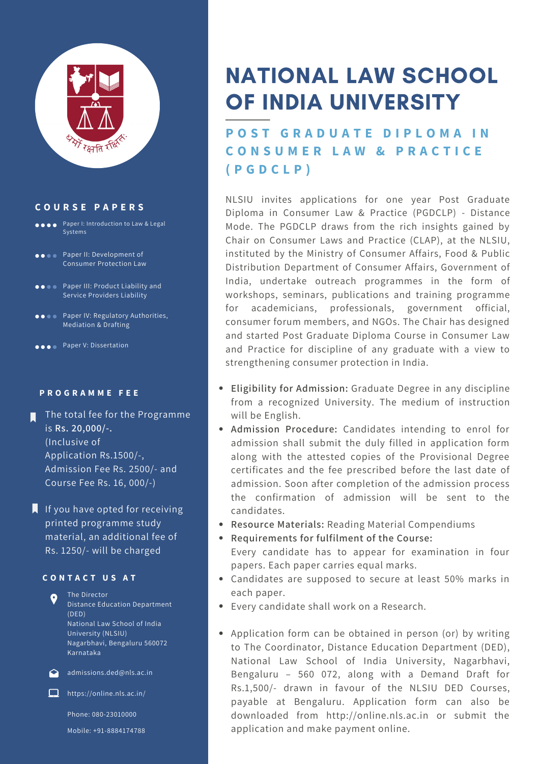# NATIONAL LAW SCHOOL OF INDIA UNIVERSITY

## POST GRADUATE DIPLOMA IN CONSUMER LAW & PRACTICE (PGDCLP)

NLSIU invites applications for one year Post Graduate Diploma in Consumer Law & Practice (PGDCLP) - Distance Mode. The PGDCLP draws from the rich insights gained by Chair on Consumer Laws and Practice (CLAP), at the NLSIU, instituted by the Ministry of Consumer Affairs, Food & Public Distribution Department of Consumer Affairs, Government of India, undertake outreach programmes in the form of workshops, seminars, publications and training programme for academicians, professionals, government official, consumer forum members, and NGOs. The Chair has designed and started Post Graduate Diploma Course in Consumer Law and Practice for discipline of any graduate with a view to strengthening consumer protection in India.

- **Eligibility for Admission:** Graduate Degree in any discipline from a recognized University. The medium of instruction will be English.
- **Admission Procedure:** Candidates intending to enrol for admission shall submit the duly filled in application form along with the attested copies of the Provisional Degree certificates and the fee prescribed before the last date of admission. Soon after completion of the admission process the confirmation of admission will be sent to the candidates.
- **Resource Materials:** Reading Material Compendiums
- **Requirements for fulfilment of the Course:** Every candidate has to appear for examination in four papers. Each paper carries equal marks.
- Candidates are supposed to secure at least 50% marks in each paper.
- Every candidate shall work on a Research.

- Application form can be obtained in person (or) by writing to The Coordinator, Distance Education Department (DED), National Law School of India University, Nagarbhavi, Bengaluru – 560 072, along with a Demand Draft for Rs.1,500/- drawn in favour of the NLSIU DED Courses, payable at Bengaluru. Application form can also be downloaded from http://online.nls.ac.in or submit the application and make payment online.

### COURSE PAPERS

- Paper I: Introduction to Law & Legal Systems
- Paper II: Development of Consumer Protection Law
- Paper III: Product Liability and Service Providers Liability
- Paper IV: Regulatory Authorities, Mediation & Drafting
- Paper V: Dissertation

### PROGRAMME FEE

- The total fee for the Programme is **Rs. 20,000/-.** (Inclusive of Application Rs.1500/-, Admission Fee Rs. 2500/- and Course Fee Rs. 16, 000/-)
- If you have opted for receiving printed programme study material, an additional fee of Rs. 1250/- will be charged

### CONTACT US AT

The Director
Distance Education Department (DED)
National Law School of India University (NLSIU)
Nagarbhavi, Bengaluru 560072
Karnataka

admissions.ded@nls.ac.in

https://online.nls.ac.in/

Phone: 080-23010000

Mobile: +91-8884174788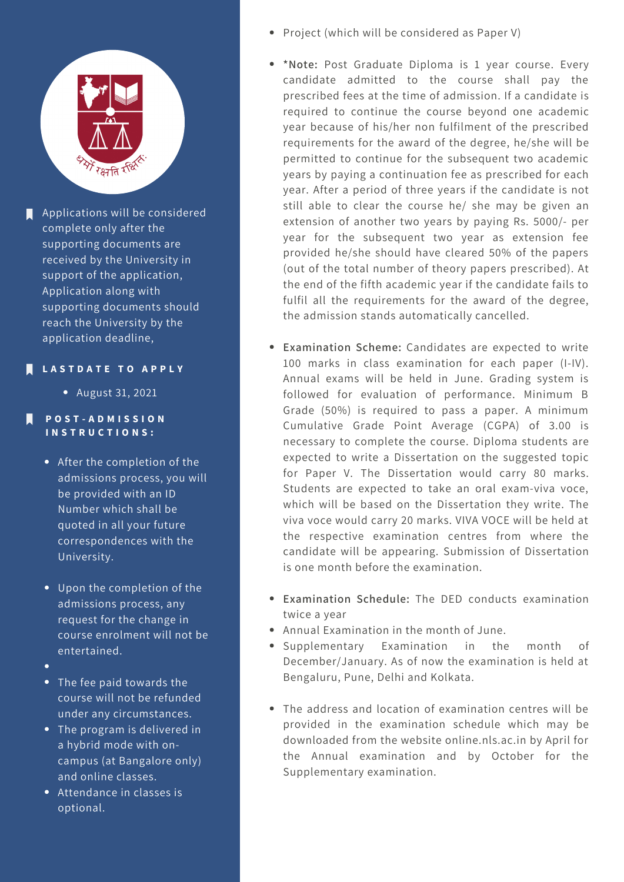Applications will be considered complete only after the supporting documents are received by the University in support of the application, Application along with supporting documents should reach the University by the application deadline,

## LASTDATE TO APPLY

- August 31, 2021

## POST-ADMISSION INSTRUCTIONS:

- After the completion of the admissions process, you will be provided with an ID Number which shall be quoted in all your future correspondences with the University.
- Upon the completion of the admissions process, any request for the change in course enrolment will not be entertained.
- 
- The fee paid towards the course will not be refunded under any circumstances.
- The program is delivered in a hybrid mode with on-campus (at Bangalore only) and online classes.
- Attendance in classes is optional.

- Project (which will be considered as Paper V)
- *Note: Post Graduate Diploma is 1 year course. Every candidate admitted to the course shall pay the prescribed fees at the time of admission. If a candidate is required to continue the course beyond one academic year because of his/her non fulfilment of the prescribed requirements for the award of the degree, he/she will be permitted to continue for the subsequent two academic years by paying a continuation fee as prescribed for each year. After a period of three years if the candidate is not still able to clear the course he/ she may be given an extension of another two years by paying Rs. 5000/- per year for the subsequent two year as extension fee provided he/she should have cleared 50% of the papers (out of the total number of theory papers prescribed). At the end of the fifth academic year if the candidate fails to fulfil all the requirements for the award of the degree, the admission stands automatically cancelled.
- **Examination Scheme:** Candidates are expected to write 100 marks in class examination for each paper (I-IV). Annual exams will be held in June. Grading system is followed for evaluation of performance. Minimum B Grade (50%) is required to pass a paper. A minimum Cumulative Grade Point Average (CGPA) of 3.00 is necessary to complete the course. Diploma students are expected to write a Dissertation on the suggested topic for Paper V. The Dissertation would carry 80 marks. Students are expected to take an oral exam-viva voce, which will be based on the Dissertation they write. The viva voce would carry 20 marks. VIVA VOCE will be held at the respective examination centres from where the candidate will be appearing. Submission of Dissertation is one month before the examination.
- **Examination Schedule:** The DED conducts examination twice a year
- Annual Examination in the month of June.
- Supplementary Examination in the month of December/January. As of now the examination is held at Bengaluru, Pune, Delhi and Kolkata.
- The address and location of examination centres will be provided in the examination schedule which may be downloaded from the website online.nls.ac.in by April for the Annual examination and by October for the Supplementary examination.